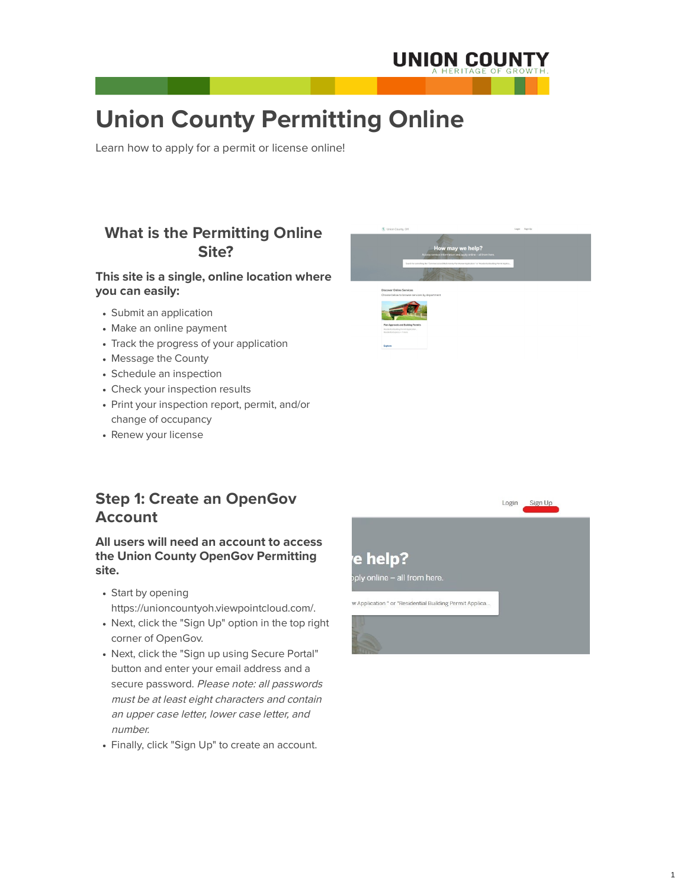# Union County Permitting Online

Learn how to apply for a permit or license online!

## What is the Permitting Online Site?

**This site is a single, online location where you can easily:**

- Submit an application
- Make an online payment
- Track the progress of your application
- Message the County
- Schedule an inspection
- Check your inspection results
- Print your inspection report, permit, and/or change of occupancy
- Renew your license

## Step 1: Create an OpenGov Account

**All users will need an account to access the Union County OpenGov Permitting site.**

- Start by opening https://unioncountyoh.viewpointcloud.com/.
- Next, click the "Sign Up" option in the top right corner of OpenGov.
- Next, click the "Sign up using Secure Portal" button and enter your email address and a secure password. *Please note: all passwords must be at least eight characters and contain an upper case letter, lower case letter, and number.*
- Finally, click "Sign Up" to create an account.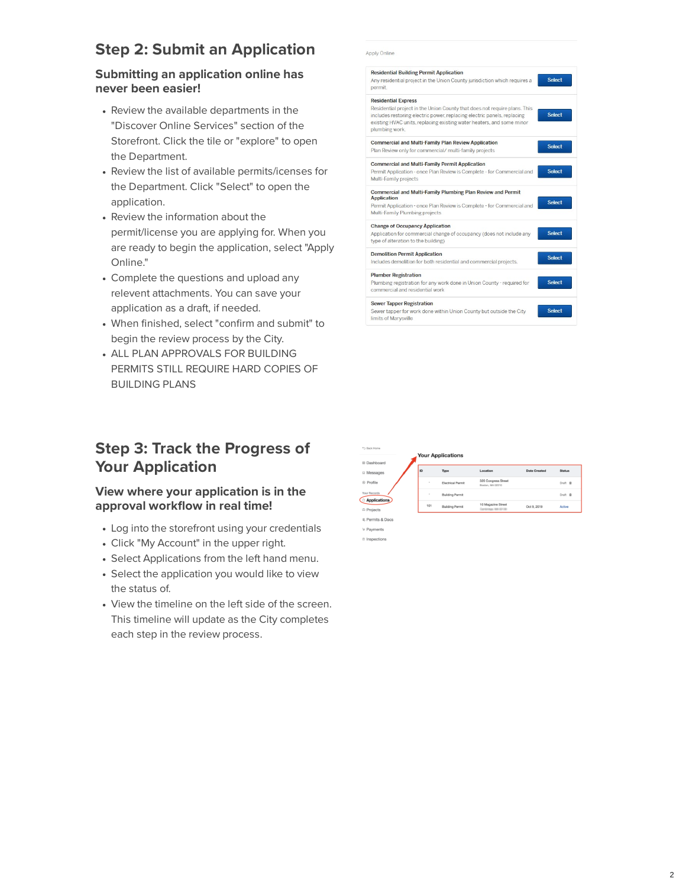## Step 2: Submit an Application

### Submitting an application online has never been easier!

- Review the available departments in the "Discover Online Services" section of the Storefront. Click the tile or "explore" to open the Department.
- Review the list of available permits/icenses for the Department. Click "Select" to open the application.
- Review the information about the permit/license you are applying for. When you are ready to begin the application, select "Apply Online."
- Complete the questions and upload any relevent attachments. You can save your application as a draft, if needed.
- When finished, select "confirm and submit" to begin the review process by the City.
- ALL PLAN APPROVALS FOR BUILDING PERMITS STILL REQUIRE HARD COPIES OF BUILDING PLANS

Apply Online

| | |
|---|---|
| **Residential Building Permit Application**<br>Any residential project in the Union County jurisdiction which requires a permit. | Select |
| **Residential Express**<br>Residential project in the Union County that does not require plans. This includes restoring electric power, replacing electric panels, replacing existing HVAC units, replacing existing water heaters, and some minor plumbing work. | Select |
| **Commercial and Multi-Family Plan Review Application**<br>Plan Review only for commercial/ multi-family projects | Select |
| **Commercial and Multi-Family Permit Application**<br>Permit Application - once Plan Review is Complete - for Commercial and Multi-Family projects | Select |
| **Commercial and Multi-Family Plumbing Plan Review and Permit Application**<br>Permit Application - once Plan Review is Complete - for Commercial and Multi-Family Plumbing projects | Select |
| **Change of Occupancy Application**<br>Application for commercial change of occupancy (does not include any type of alteration to the building) | Select |
| **Demolition Permit Application**<br>Includes demolition for both residential and commercial projects. | Select |
| **Plumber Registration**<br>Plumbing registration for any work done in Union County - required for commercial and residential work | Select |
| **Sewer Tapper Registration**<br>Sewer tapper for work done within Union County but outside the City limits of Marysville | Select |

## Step 3: Track the Progress of Your Application

### View where your application is in the approval workflow in real time!

- Log into the storefront using your credentials
- Click "My Account" in the upper right.
- Select Applications from the left hand menu.
- Select the application you would like to view the status of.
- View the timeline on the left side of the screen. This timeline will update as the City completes each step in the review process.

Back Home

- Dashboard
- Messages
- Profile

Your Records

- Applications
- Projects
- Permits & Docs
- Payments
- Inspections

Your Applications

| ID | Type | Location | Date Created | Status |
|---|---|---|---|---|
| - | Electrical Permit | 100 Congress Street Boston, MA 02210 | | Draft |
| - | Building Permit | | | Draft |
| 101 | Building Permit | 10 Magazine Street | Oct 9, 2019 | Active |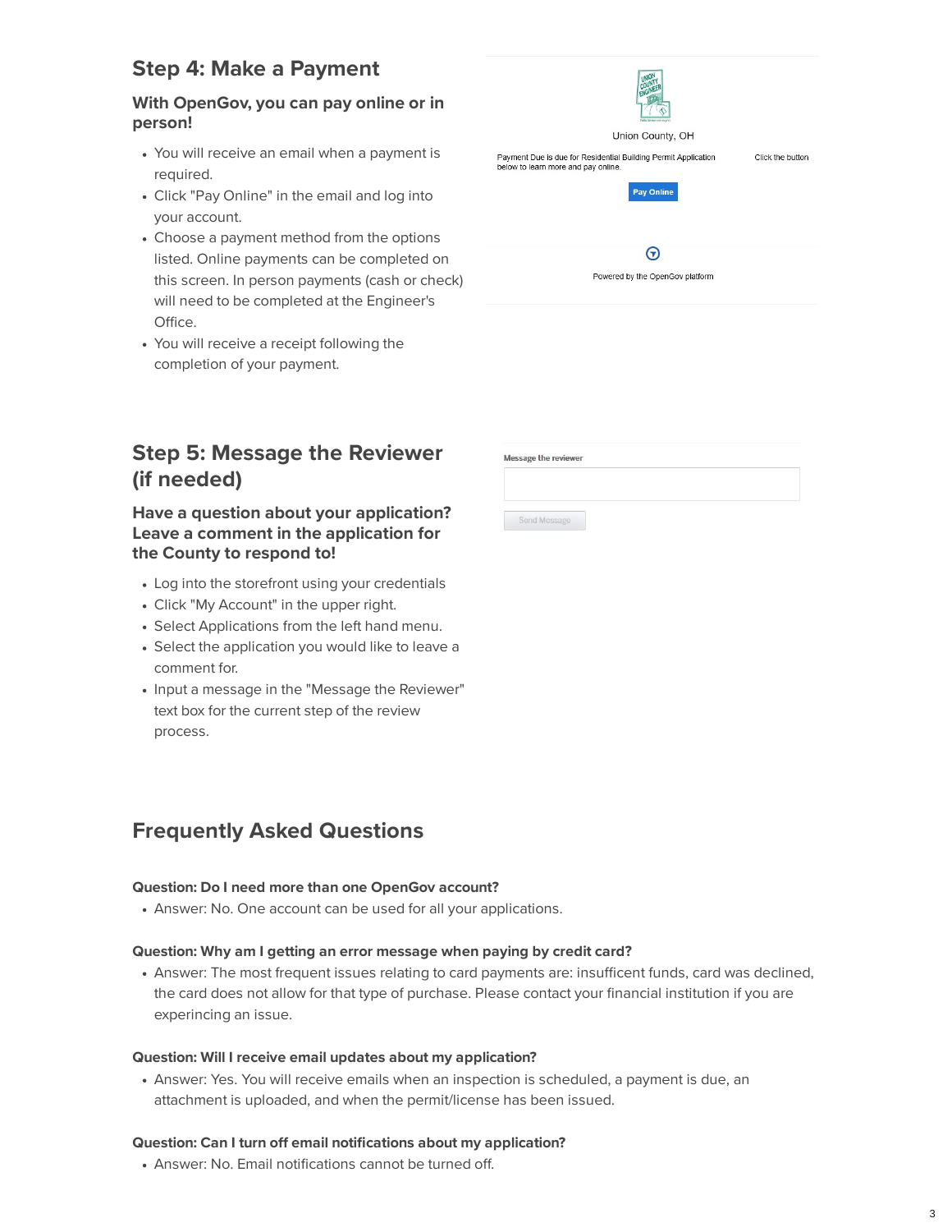## Step 4: Make a Payment

### With OpenGov, you can pay online or in person!

- You will receive an email when a payment is required.
- Click "Pay Online" in the email and log into your account.
- Choose a payment method from the options listed. Online payments can be completed on this screen. In person payments (cash or check) will need to be completed at the Engineer's Office.
- You will receive a receipt following the completion of your payment.

Union County, OH

Payment Due is due for Residential Building Permit Application    Click the button below to learn more and pay online.

Pay Online

Powered by the OpenGov platform

## Step 5: Message the Reviewer (if needed)

### Have a question about your application? Leave a comment in the application for the County to respond to!

- Log into the storefront using your credentials
- Click "My Account" in the upper right.
- Select Applications from the left hand menu.
- Select the application you would like to leave a comment for.
- Input a message in the "Message the Reviewer" text box for the current step of the review process.

Message the reviewer

Send Message

## Frequently Asked Questions

**Question: Do I need more than one OpenGov account?**

- Answer: No. One account can be used for all your applications.

**Question: Why am I getting an error message when paying by credit card?**

- Answer: The most frequent issues relating to card payments are: insufficent funds, card was declined, the card does not allow for that type of purchase. Please contact your financial institution if you are experincing an issue.

**Question: Will I receive email updates about my application?**

- Answer: Yes. You will receive emails when an inspection is scheduled, a payment is due, an attachment is uploaded, and when the permit/license has been issued.

**Question: Can I turn off email notifications about my application?**

- Answer: No. Email notifications cannot be turned off.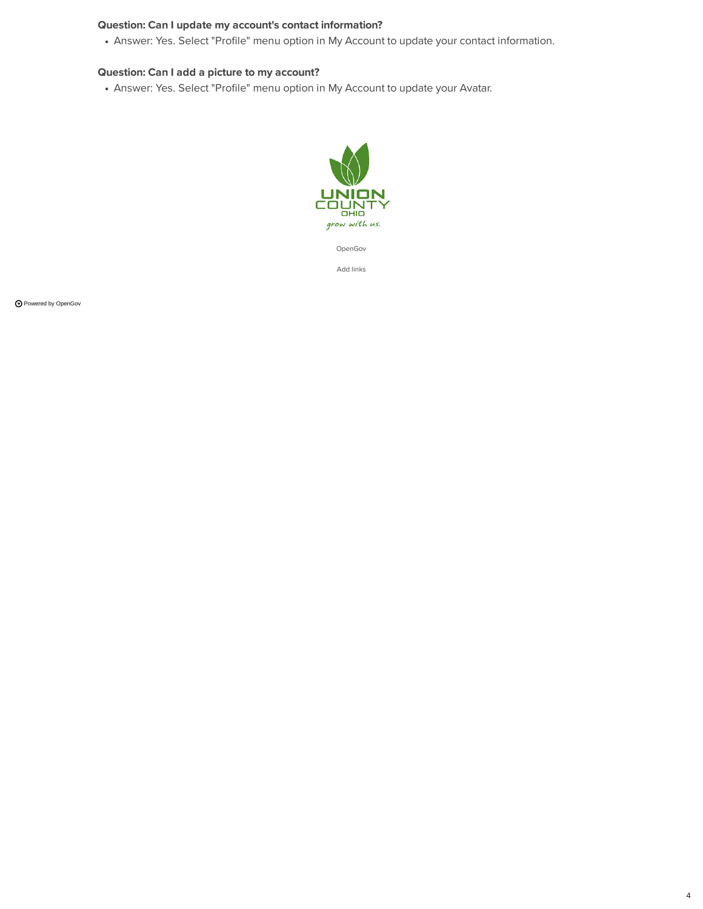**Question: Can I update my account's contact information?**

- Answer: Yes. Select "Profile" menu option in My Account to update your contact information.

**Question: Can I add a picture to my account?**

- Answer: Yes. Select "Profile" menu option in My Account to update your Avatar.

UNION COUNTY OHIO

grow with us.

OpenGov

Add links

Powered by OpenGov